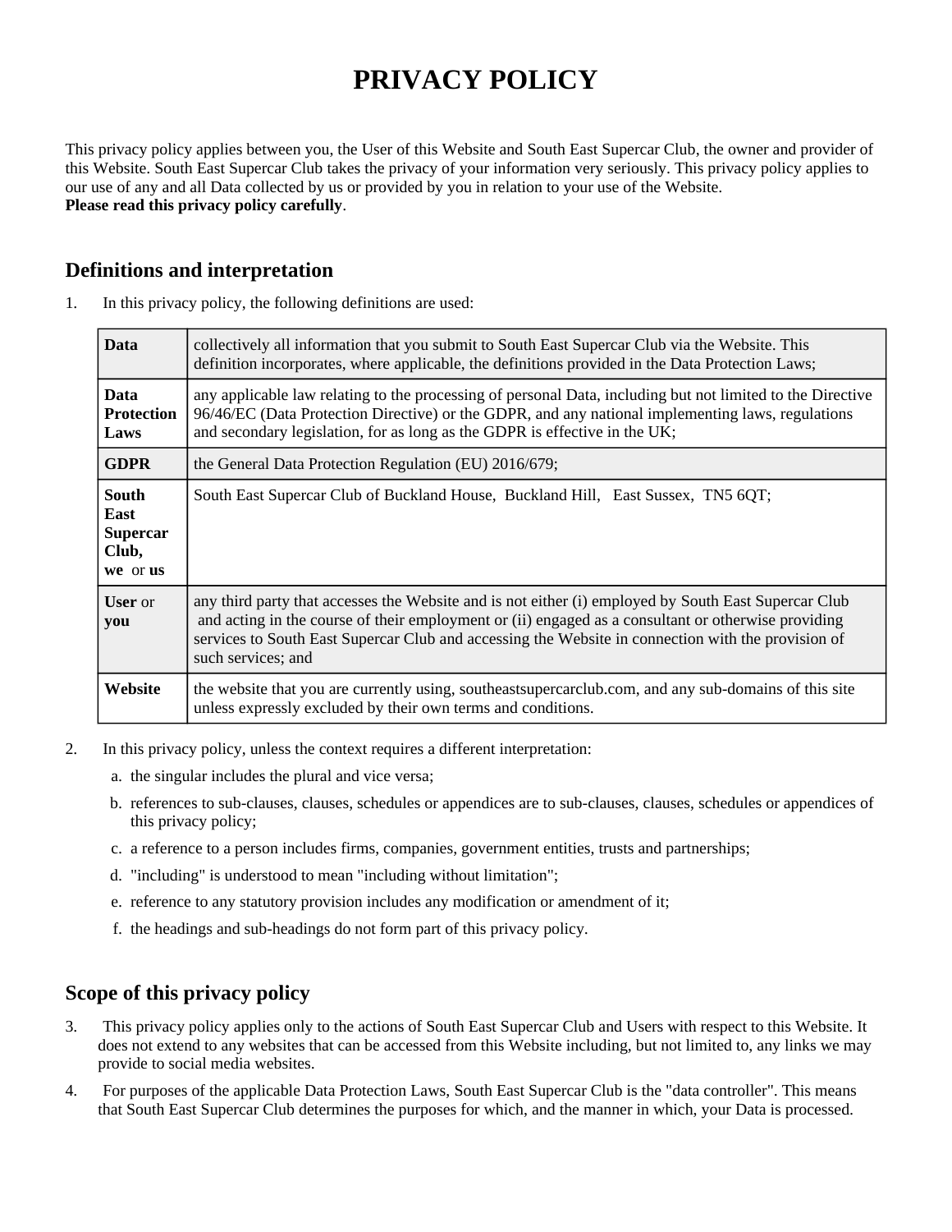# PRIVACY POLICY

This privacy policy applies between you, the User of this Website and South East Supercar Club, the owner and provider of this Website. South East Supercar Club takes the privacy of your information very seriously. This privacy policy applies to our use of any and all Data collected by us or provided by you in relation to your use of the Website.
**Please read this privacy policy carefully**.

## Definitions and interpretation

1. In this privacy policy, the following definitions are used:

| | |
|---|---|
| **Data** | collectively all information that you submit to South East Supercar Club via the Website. This definition incorporates, where applicable, the definitions provided in the Data Protection Laws; |
| **Data Protection Laws** | any applicable law relating to the processing of personal Data, including but not limited to the Directive 96/46/EC (Data Protection Directive) or the GDPR, and any national implementing laws, regulations and secondary legislation, for as long as the GDPR is effective in the UK; |
| **GDPR** | the General Data Protection Regulation (EU) 2016/679; |
| **South East Supercar Club, we** or **us** | South East Supercar Club of Buckland House, Buckland Hill, East Sussex, TN5 6QT; |
| **User** or **you** | any third party that accesses the Website and is not either (i) employed by South East Supercar Club and acting in the course of their employment or (ii) engaged as a consultant or otherwise providing services to South East Supercar Club and accessing the Website in connection with the provision of such services; and |
| **Website** | the website that you are currently using, southeastsupercarclub.com, and any sub-domains of this site unless expressly excluded by their own terms and conditions. |

2. In this privacy policy, unless the context requires a different interpretation:
   a. the singular includes the plural and vice versa;
   b. references to sub-clauses, clauses, schedules or appendices are to sub-clauses, clauses, schedules or appendices of this privacy policy;
   c. a reference to a person includes firms, companies, government entities, trusts and partnerships;
   d. "including" is understood to mean "including without limitation";
   e. reference to any statutory provision includes any modification or amendment of it;
   f. the headings and sub-headings do not form part of this privacy policy.

## Scope of this privacy policy

3. This privacy policy applies only to the actions of South East Supercar Club and Users with respect to this Website. It does not extend to any websites that can be accessed from this Website including, but not limited to, any links we may provide to social media websites.
4. For purposes of the applicable Data Protection Laws, South East Supercar Club is the "data controller". This means that South East Supercar Club determines the purposes for which, and the manner in which, your Data is processed.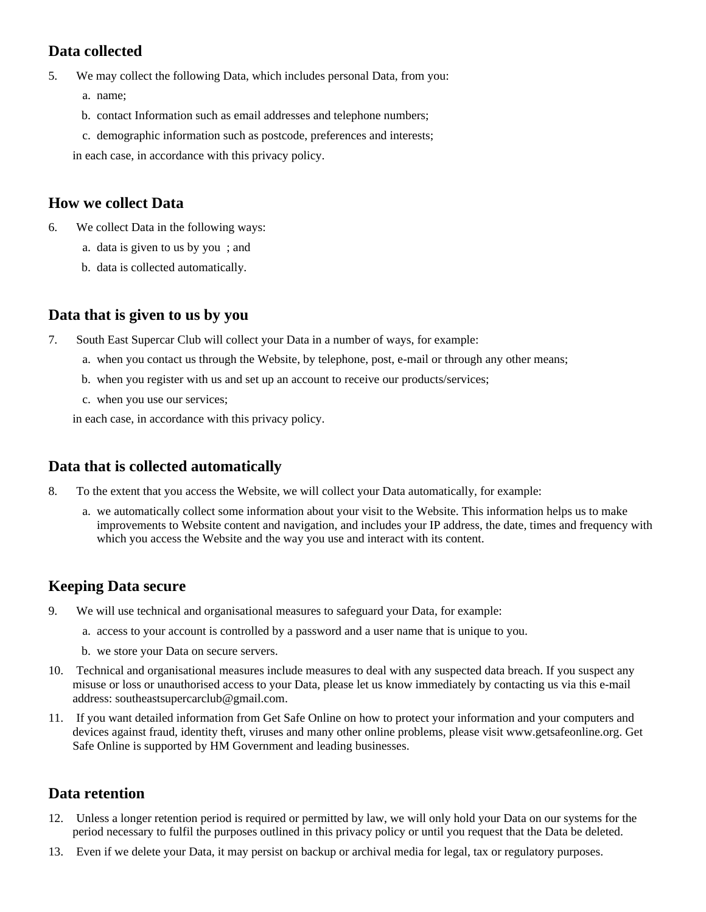## Data collected

5. We may collect the following Data, which includes personal Data, from you:
    a. name;
    b. contact Information such as email addresses and telephone numbers;
    c. demographic information such as postcode, preferences and interests;

    in each case, in accordance with this privacy policy.

## How we collect Data

6. We collect Data in the following ways:
    a. data is given to us by you ; and
    b. data is collected automatically.

## Data that is given to us by you

7. South East Supercar Club will collect your Data in a number of ways, for example:
    a. when you contact us through the Website, by telephone, post, e-mail or through any other means;
    b. when you register with us and set up an account to receive our products/services;
    c. when you use our services;

    in each case, in accordance with this privacy policy.

## Data that is collected automatically

8. To the extent that you access the Website, we will collect your Data automatically, for example:
    a. we automatically collect some information about your visit to the Website. This information helps us to make improvements to Website content and navigation, and includes your IP address, the date, times and frequency with which you access the Website and the way you use and interact with its content.

## Keeping Data secure

9. We will use technical and organisational measures to safeguard your Data, for example:
    a. access to your account is controlled by a password and a user name that is unique to you.
    b. we store your Data on secure servers.
10. Technical and organisational measures include measures to deal with any suspected data breach. If you suspect any misuse or loss or unauthorised access to your Data, please let us know immediately by contacting us via this e-mail address: southeastsupercarclub@gmail.com.
11. If you want detailed information from Get Safe Online on how to protect your information and your computers and devices against fraud, identity theft, viruses and many other online problems, please visit www.getsafeonline.org. Get Safe Online is supported by HM Government and leading businesses.

## Data retention

12. Unless a longer retention period is required or permitted by law, we will only hold your Data on our systems for the period necessary to fulfil the purposes outlined in this privacy policy or until you request that the Data be deleted.
13. Even if we delete your Data, it may persist on backup or archival media for legal, tax or regulatory purposes.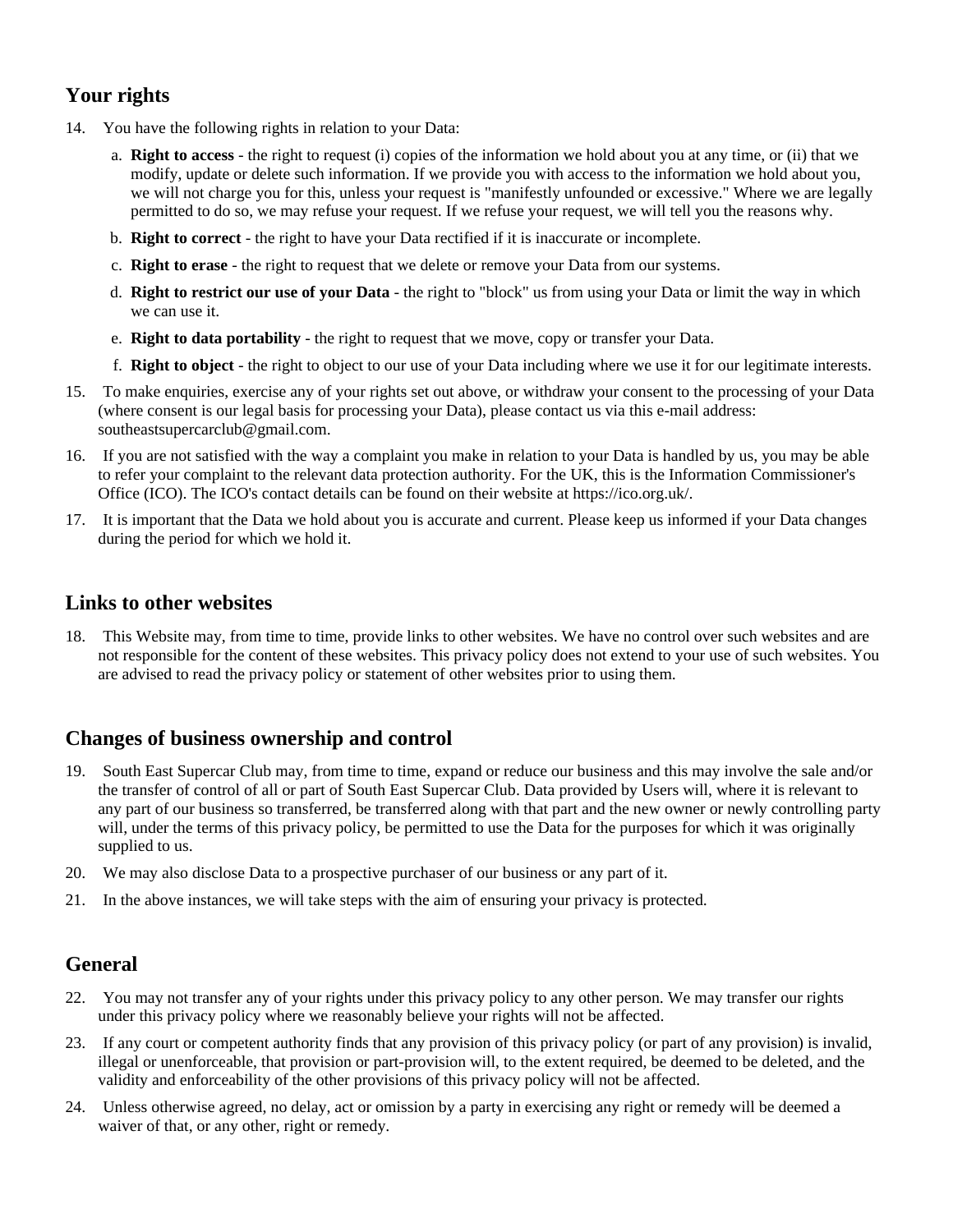## Your rights

14. You have the following rights in relation to your Data:

    a. **Right to access** - the right to request (i) copies of the information we hold about you at any time, or (ii) that we modify, update or delete such information. If we provide you with access to the information we hold about you, we will not charge you for this, unless your request is "manifestly unfounded or excessive." Where we are legally permitted to do so, we may refuse your request. If we refuse your request, we will tell you the reasons why.

    b. **Right to correct** - the right to have your Data rectified if it is inaccurate or incomplete.

    c. **Right to erase** - the right to request that we delete or remove your Data from our systems.

    d. **Right to restrict our use of your Data** - the right to "block" us from using your Data or limit the way in which we can use it.

    e. **Right to data portability** - the right to request that we move, copy or transfer your Data.

    f. **Right to object** - the right to object to our use of your Data including where we use it for our legitimate interests.

15. To make enquiries, exercise any of your rights set out above, or withdraw your consent to the processing of your Data (where consent is our legal basis for processing your Data), please contact us via this e-mail address: southeastsupercarclub@gmail.com.

16. If you are not satisfied with the way a complaint you make in relation to your Data is handled by us, you may be able to refer your complaint to the relevant data protection authority. For the UK, this is the Information Commissioner's Office (ICO). The ICO's contact details can be found on their website at https://ico.org.uk/.

17. It is important that the Data we hold about you is accurate and current. Please keep us informed if your Data changes during the period for which we hold it.

## Links to other websites

18. This Website may, from time to time, provide links to other websites. We have no control over such websites and are not responsible for the content of these websites. This privacy policy does not extend to your use of such websites. You are advised to read the privacy policy or statement of other websites prior to using them.

## Changes of business ownership and control

19. South East Supercar Club may, from time to time, expand or reduce our business and this may involve the sale and/or the transfer of control of all or part of South East Supercar Club. Data provided by Users will, where it is relevant to any part of our business so transferred, be transferred along with that part and the new owner or newly controlling party will, under the terms of this privacy policy, be permitted to use the Data for the purposes for which it was originally supplied to us.

20. We may also disclose Data to a prospective purchaser of our business or any part of it.

21. In the above instances, we will take steps with the aim of ensuring your privacy is protected.

## General

22. You may not transfer any of your rights under this privacy policy to any other person. We may transfer our rights under this privacy policy where we reasonably believe your rights will not be affected.

23. If any court or competent authority finds that any provision of this privacy policy (or part of any provision) is invalid, illegal or unenforceable, that provision or part-provision will, to the extent required, be deemed to be deleted, and the validity and enforceability of the other provisions of this privacy policy will not be affected.

24. Unless otherwise agreed, no delay, act or omission by a party in exercising any right or remedy will be deemed a waiver of that, or any other, right or remedy.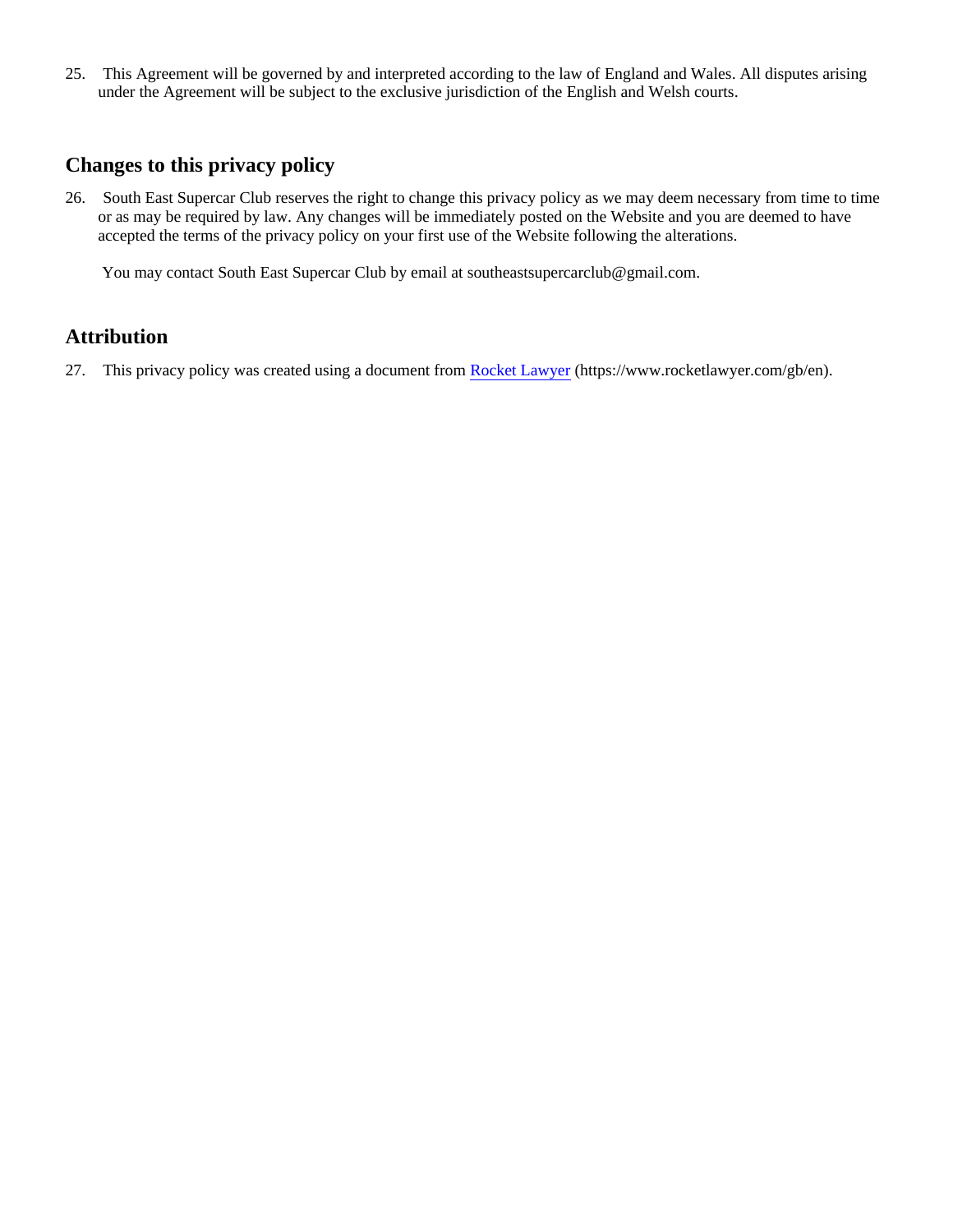25. This Agreement will be governed by and interpreted according to the law of England and Wales. All disputes arising under the Agreement will be subject to the exclusive jurisdiction of the English and Welsh courts.

## Changes to this privacy policy

26. South East Supercar Club reserves the right to change this privacy policy as we may deem necessary from time to time or as may be required by law. Any changes will be immediately posted on the Website and you are deemed to have accepted the terms of the privacy policy on your first use of the Website following the alterations.

You may contact South East Supercar Club by email at southeastsupercarclub@gmail.com.

## Attribution

27. This privacy policy was created using a document from Rocket Lawyer (https://www.rocketlawyer.com/gb/en).